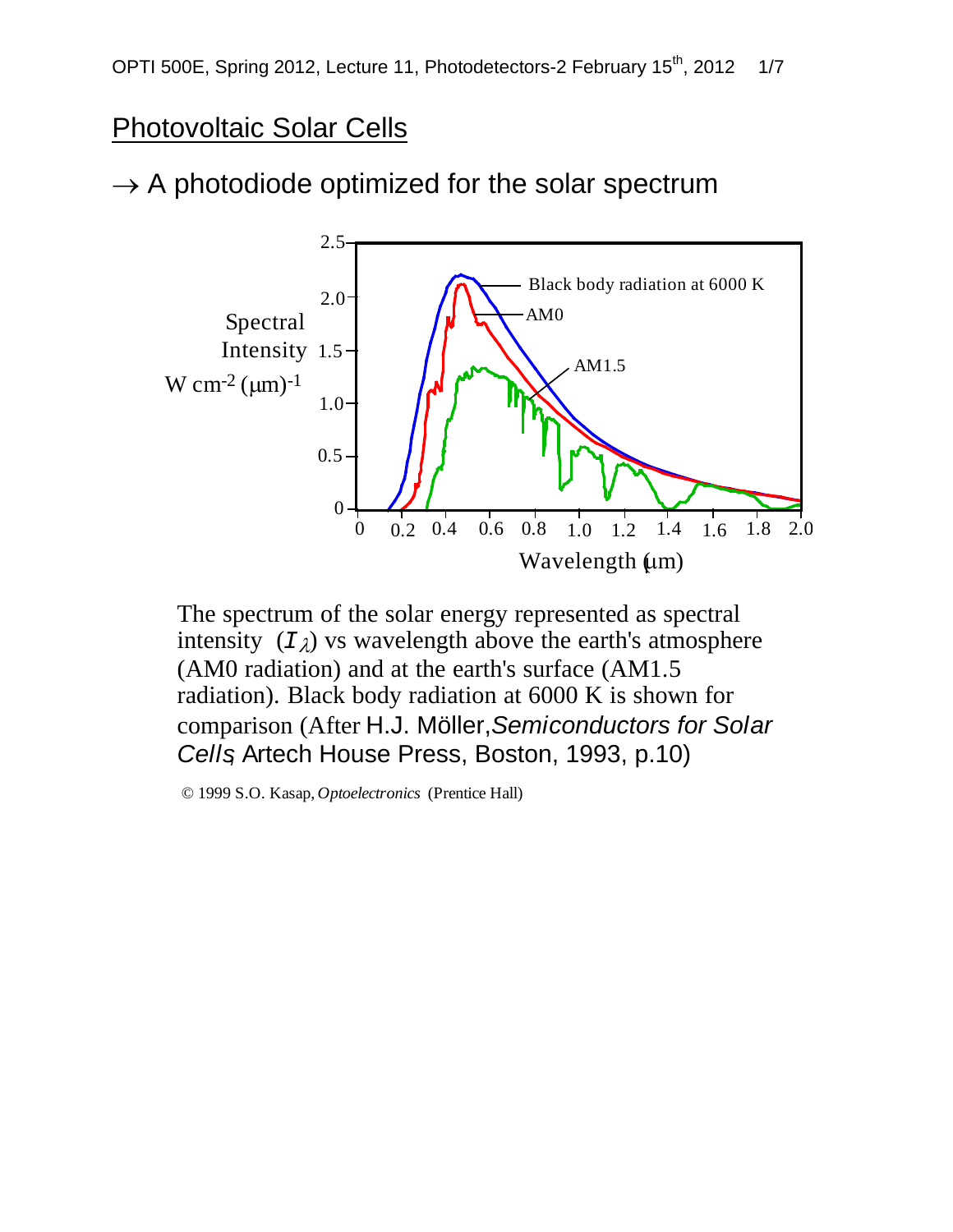## Photovoltaic Solar Cells

→ A photodiode optimized for the solar spectrum

The spectrum of the solar energy represented as spectral intensity ($I_\lambda$) vs wavelength above the earth's atmosphere (AM0 radiation) and at the earth's surface (AM1.5 radiation). Black body radiation at 6000 K is shown for comparison (After H.J. Möller, *Semiconductors for Solar Cells*, Artech House Press, Boston, 1993, p.10)

© 1999 S.O. Kasap, *Optoelectronics* (Prentice Hall)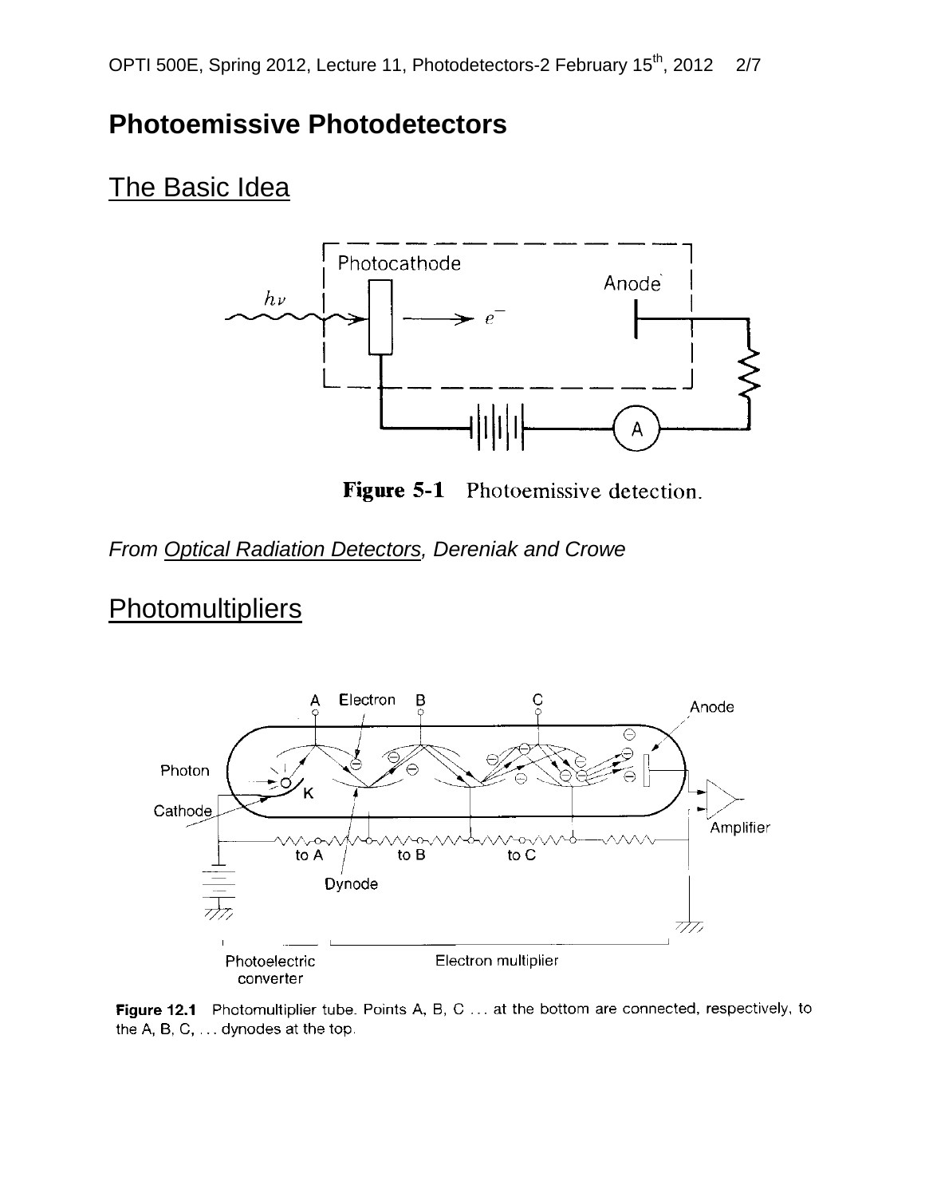# Photoemissive Photodetectors

## The Basic Idea

**Figure 5-1** Photoemissive detection.

*From Optical Radiation Detectors, Dereniak and Crowe*

## Photomultipliers

**Figure 12.1** Photomultiplier tube. Points A, B, C ... at the bottom are connected, respectively, to the A, B, C, ... dynodes at the top.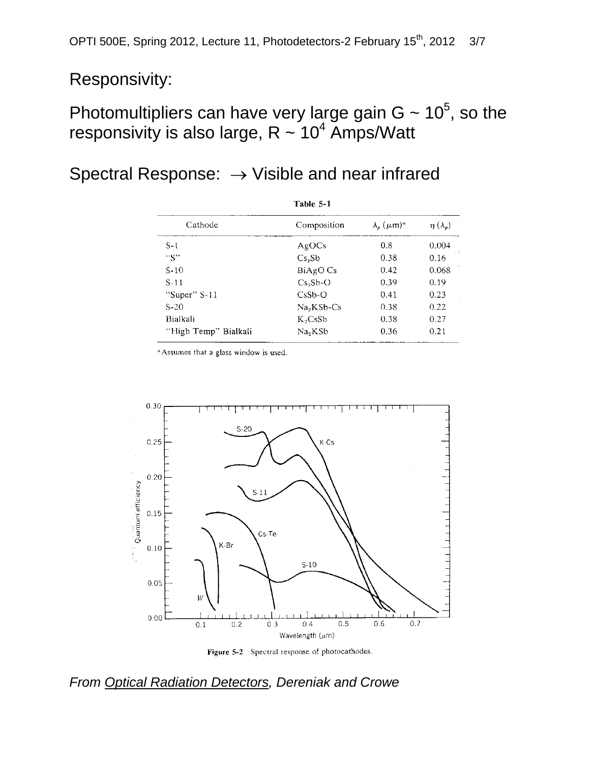Responsivity:

Photomultipliers can have very large gain $G \sim 10^5$, so the responsivity is also large, $R \sim 10^4$ Amps/Watt

Spectral Response: $\rightarrow$ Visible and near infrared

**Table 5-1**

| Cathode | Composition | $\lambda_p$ ($\mu$m)[a] | $\eta(\lambda_p)$ |
|---|---|---|---|
| S-1 | AgOCs | 0.8 | 0.004 |
| "S" | $Cs_3Sb$ | 0.38 | 0.16 |
| S-10 | BiAgO Cs | 0.42 | 0.068 |
| S-11 | $Cs_3Sb$-O | 0.39 | 0.19 |
| "Super" S-11 | CsSb-O | 0.41 | 0.23 |
| S-20 | $Na_2KSb$-Cs | 0.38 | 0.22 |
| Bialkali | $K_2CsSb$ | 0.38 | 0.27 |
| "High Temp" Bialkali | $Na_2KSb$ | 0.36 | 0.21 |

[a] Assumes that a glass window is used.

Figure 5-2 Spectral response of photocathodes.

*From Optical Radiation Detectors, Dereniak and Crowe*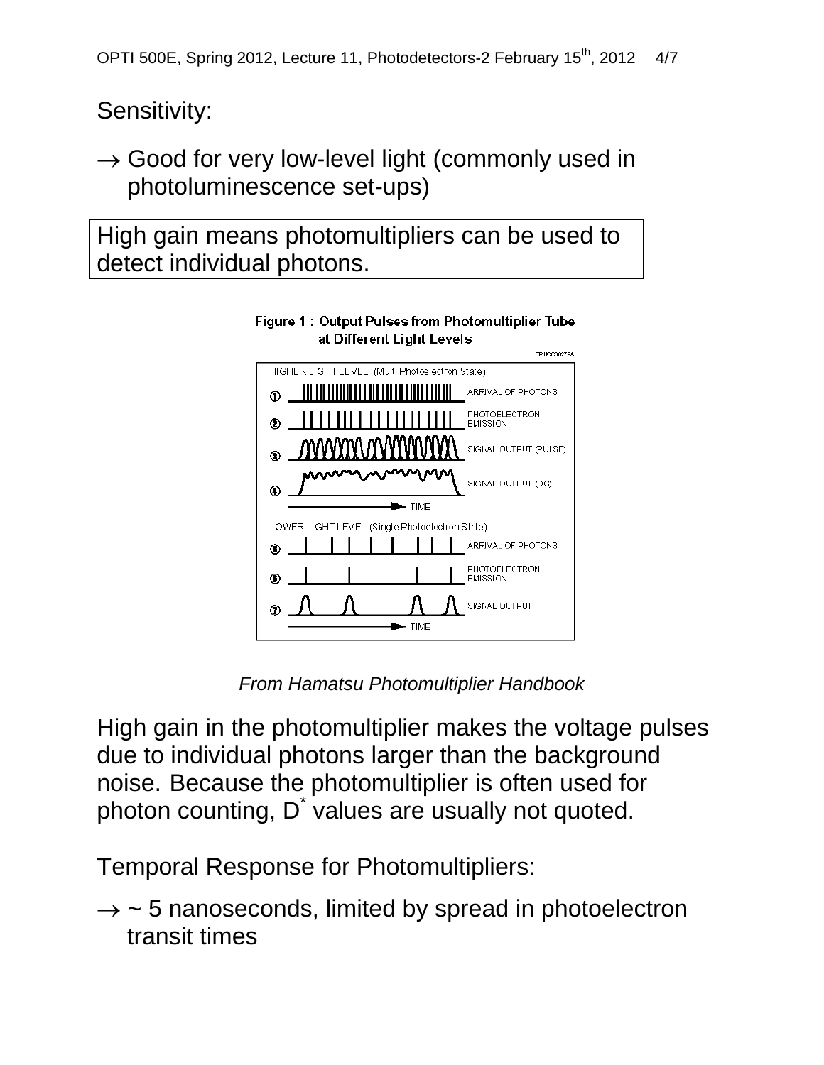Sensitivity:

→ Good for very low-level light (commonly used in photoluminescence set-ups)

High gain means photomultipliers can be used to detect individual photons.

Figure 1 : Output Pulses from Photomultiplier Tube at Different Light Levels

*From Hamatsu Photomultiplier Handbook*

High gain in the photomultiplier makes the voltage pulses due to individual photons larger than the background noise. Because the photomultiplier is often used for photon counting, $D^*$ values are usually not quoted.

Temporal Response for Photomultipliers:

→ ~ 5 nanoseconds, limited by spread in photoelectron transit times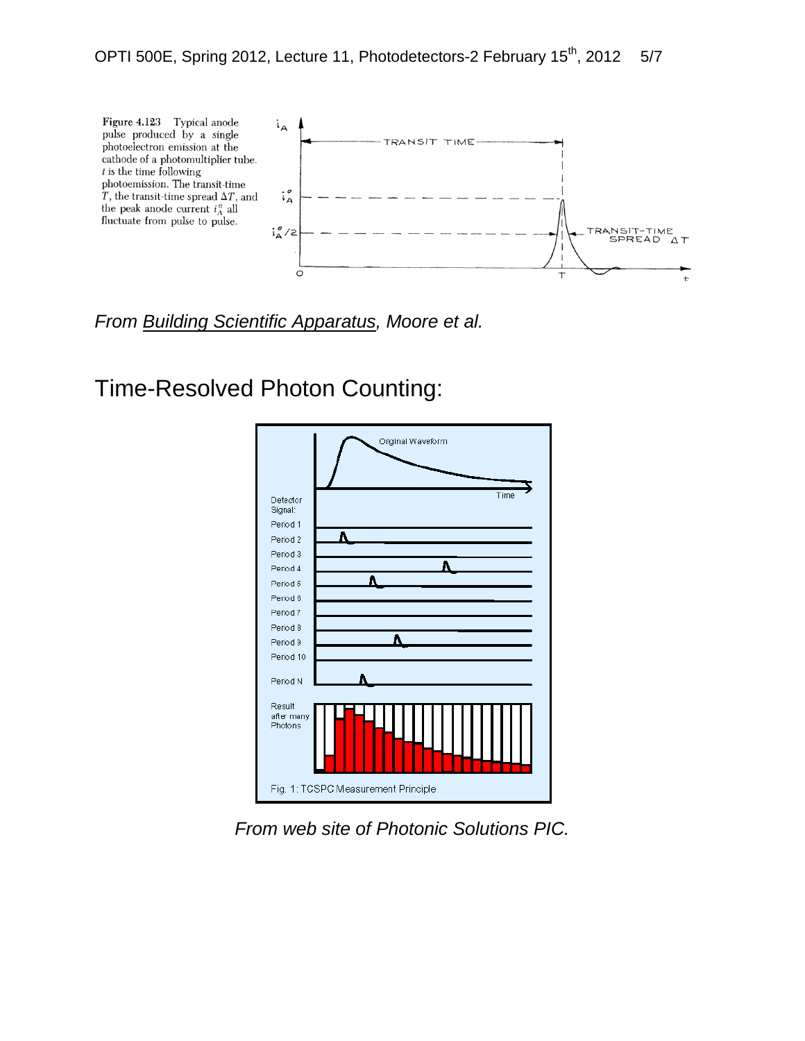Figure 4.123 Typical anode pulse produced by a single photoelectron emission at the cathode of a photomultiplier tube. $t$ is the time following photoemission. The transit-time $T$, the transit-time spread $\Delta T$, and the peak anode current $i_A^\circ$ all fluctuate from pulse to pulse.

*From Building Scientific Apparatus, Moore et al.*

# Time-Resolved Photon Counting:

Fig. 1: TCSPC Measurement Principle

*From web site of Photonic Solutions PIC.*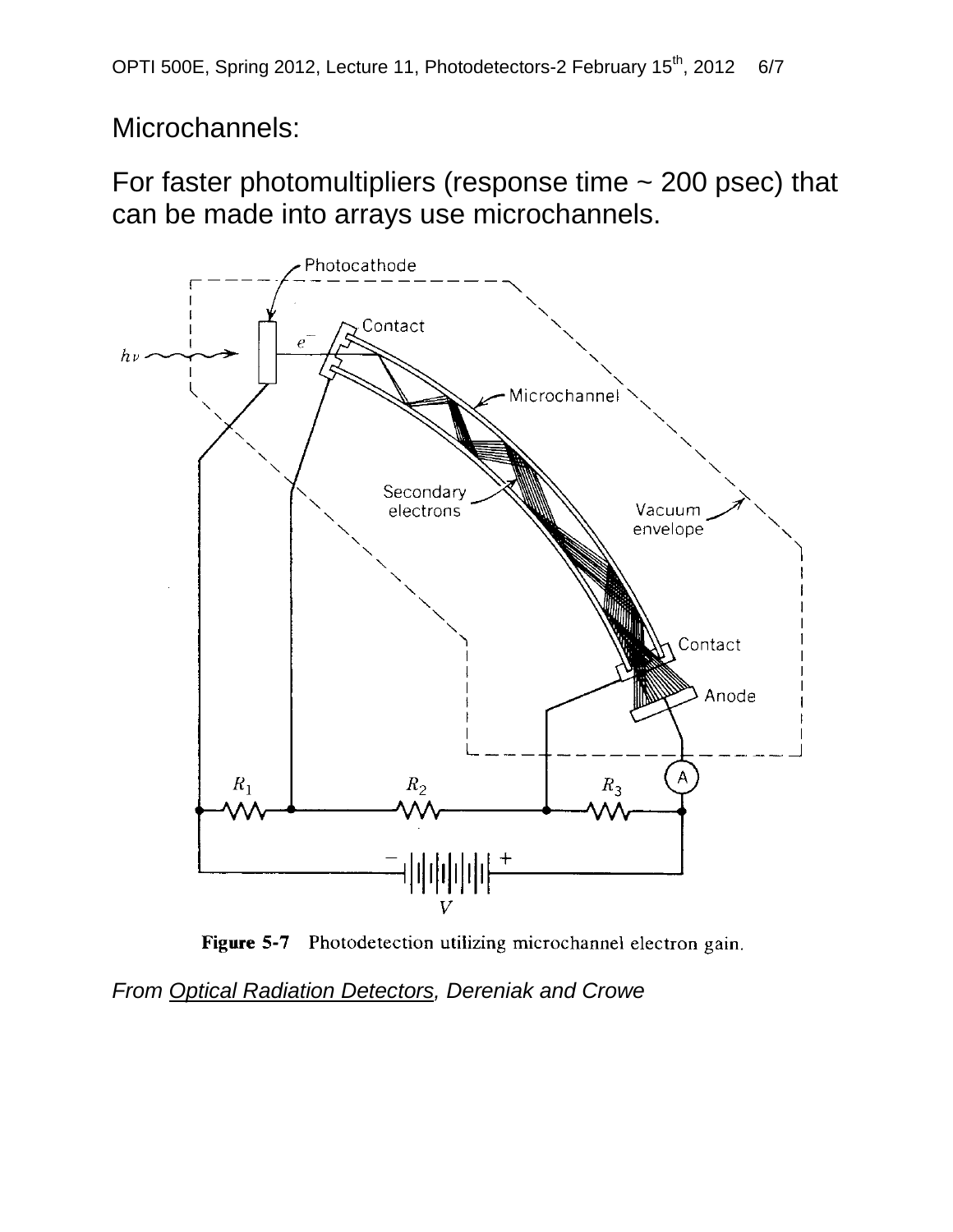Microchannels:

For faster photomultipliers (response time ~ 200 psec) that can be made into arrays use microchannels.

**Figure 5-7** Photodetection utilizing microchannel electron gain.

*From Optical Radiation Detectors, Dereniak and Crowe*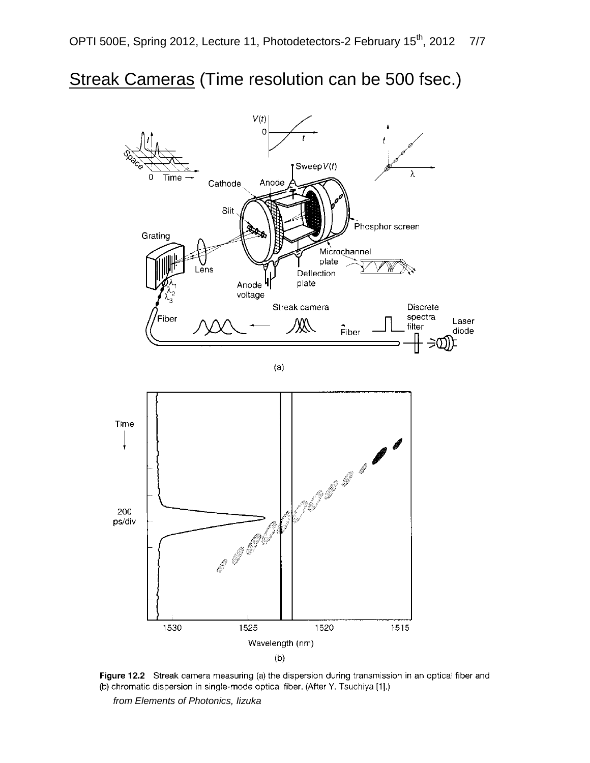## Streak Cameras (Time resolution can be 500 fsec.)

$V(t)$

0

$t$

Space

0 Time

Sweep $V(t)$

Cathode

Anode

Slit

Phosphor screen

Grating

Lens

Microchannel plate

Deflection plate

Anode voltage

$\lambda_1$

$\lambda_2$

$\lambda_3$

Streak camera

Discrete spectra filter

Laser diode

Fiber

Fiber

$t$

$\lambda$

(a)

Time

200 ps/div

1530

1525

1520

1515

Wavelength (nm)

(b)

**Figure 12.2** Streak camera measuring (a) the dispersion during transmission in an optical fiber and (b) chromatic dispersion in single-mode optical fiber. (After Y. Tsuchiya [1].)

*from Elements of Photonics, Iizuka*